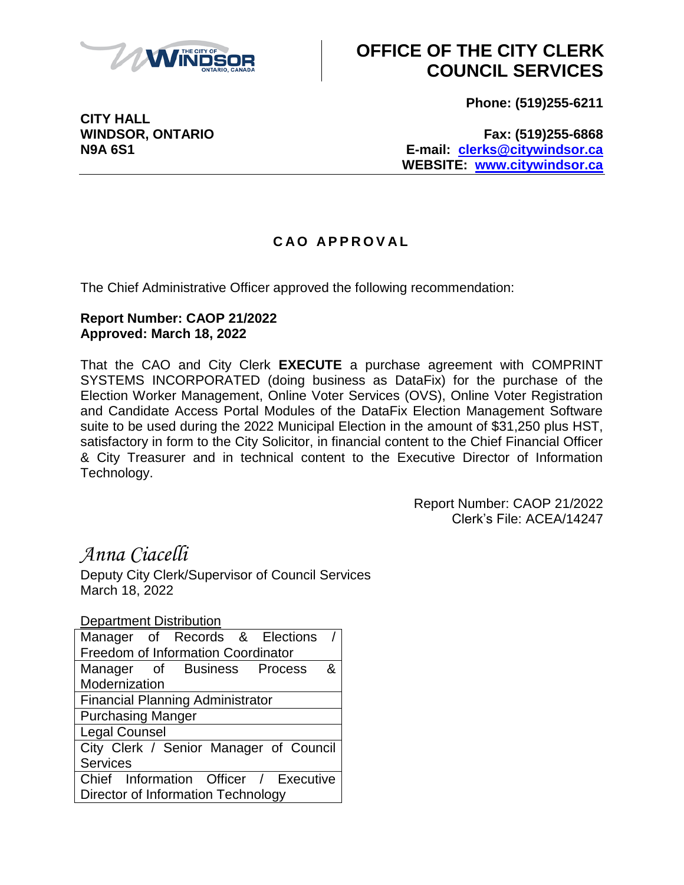# OFFICE OF THE CITY CLERK COUNCIL SERVICES

**CITY HALL**
**WINDSOR, ONTARIO**
**N9A 6S1**

**Phone: (519)255-6211**

**Fax: (519)255-6868**
**E-mail: clerks@citywindsor.ca**
**WEBSITE: www.citywindsor.ca**

## CAO APPROVAL

The Chief Administrative Officer approved the following recommendation:

**Report Number: CAOP 21/2022**
**Approved: March 18, 2022**

That the CAO and City Clerk **EXECUTE** a purchase agreement with COMPRINT SYSTEMS INCORPORATED (doing business as DataFix) for the purchase of the Election Worker Management, Online Voter Services (OVS), Online Voter Registration and Candidate Access Portal Modules of the DataFix Election Management Software suite to be used during the 2022 Municipal Election in the amount of $31,250 plus HST, satisfactory in form to the City Solicitor, in financial content to the Chief Financial Officer & City Treasurer and in technical content to the Executive Director of Information Technology.

Report Number: CAOP 21/2022
Clerk's File: ACEA/14247

*Anna Ciacelli*
Deputy City Clerk/Supervisor of Council Services
March 18, 2022

Department Distribution

| |
|---|
| Manager of Records & Elections / Freedom of Information Coordinator |
| Manager of Business Process & Modernization |
| Financial Planning Administrator |
| Purchasing Manger |
| Legal Counsel |
| City Clerk / Senior Manager of Council Services |
| Chief Information Officer / Executive Director of Information Technology |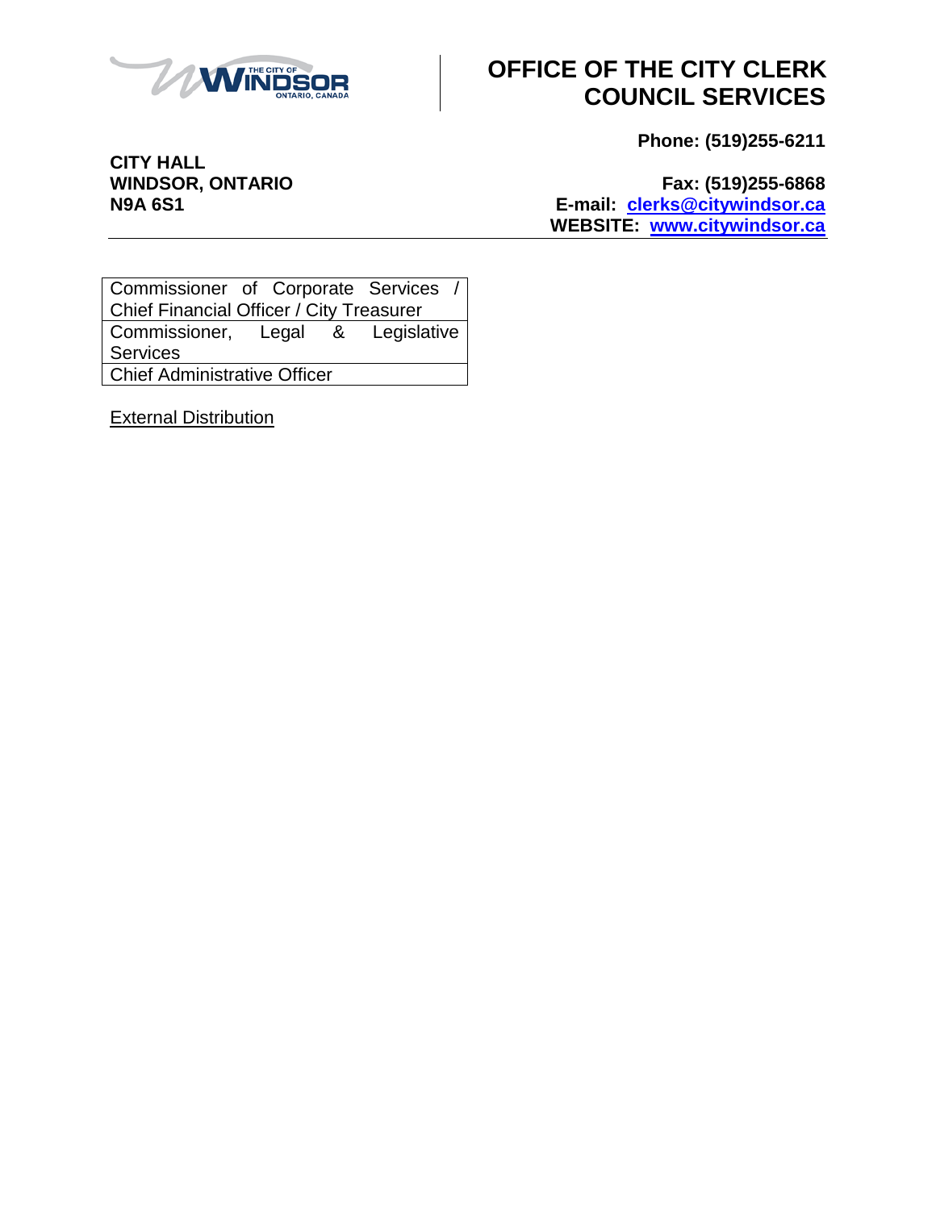THE CITY OF WINDSOR ONTARIO, CANADA

# OFFICE OF THE CITY CLERK COUNCIL SERVICES

**Phone: (519)255-6211**

**CITY HALL**
**WINDSOR, ONTARIO**
**N9A 6S1**

**Fax: (519)255-6868**
**E-mail: clerks@citywindsor.ca**
**WEBSITE: www.citywindsor.ca**

| |
|---|
| Commissioner of Corporate Services / Chief Financial Officer / City Treasurer |
| Commissioner, Legal & Legislative Services |
| Chief Administrative Officer |

External Distribution